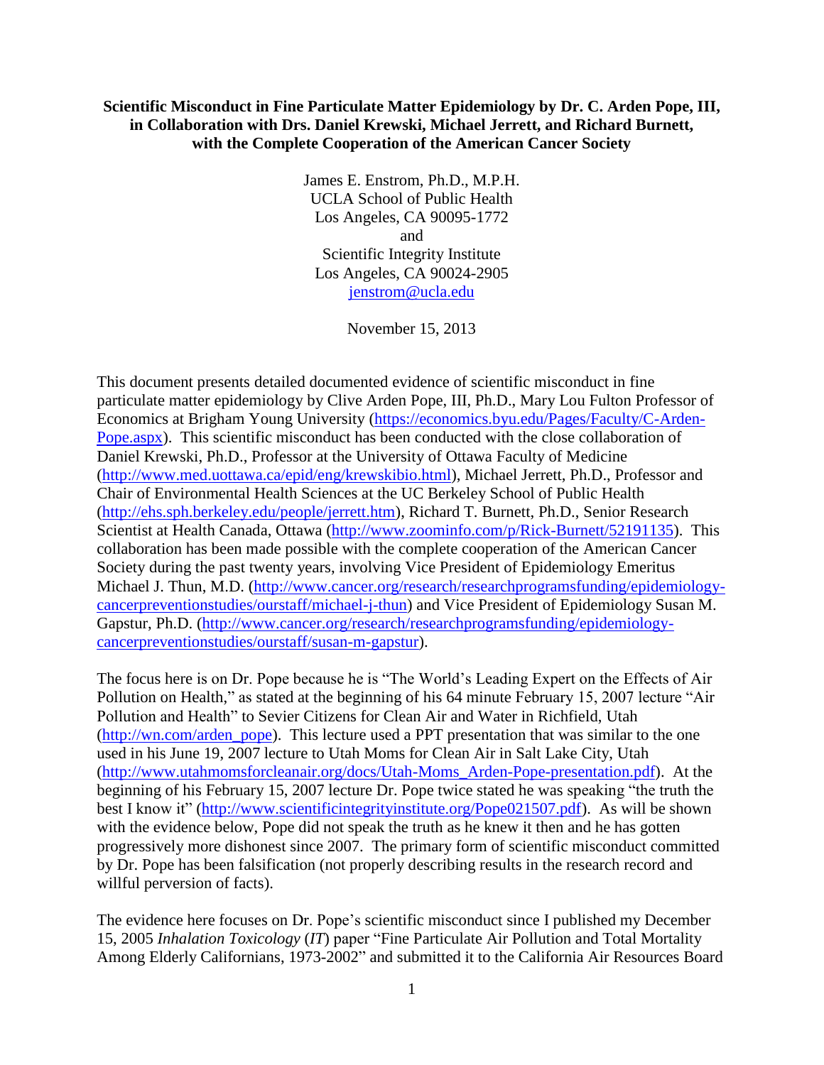**Scientific Misconduct in Fine Particulate Matter Epidemiology by Dr. C. Arden Pope, III, in Collaboration with Drs. Daniel Krewski, Michael Jerrett, and Richard Burnett, with the Complete Cooperation of the American Cancer Society**

James E. Enstrom, Ph.D., M.P.H.
UCLA School of Public Health
Los Angeles, CA 90095-1772
and
Scientific Integrity Institute
Los Angeles, CA 90024-2905
jenstrom@ucla.edu

November 15, 2013

This document presents detailed documented evidence of scientific misconduct in fine particulate matter epidemiology by Clive Arden Pope, III, Ph.D., Mary Lou Fulton Professor of Economics at Brigham Young University (https://economics.byu.edu/Pages/Faculty/C-Arden-Pope.aspx). This scientific misconduct has been conducted with the close collaboration of Daniel Krewski, Ph.D., Professor at the University of Ottawa Faculty of Medicine (http://www.med.uottawa.ca/epid/eng/krewskibio.html), Michael Jerrett, Ph.D., Professor and Chair of Environmental Health Sciences at the UC Berkeley School of Public Health (http://ehs.sph.berkeley.edu/people/jerrett.htm), Richard T. Burnett, Ph.D., Senior Research Scientist at Health Canada, Ottawa (http://www.zoominfo.com/p/Rick-Burnett/52191135). This collaboration has been made possible with the complete cooperation of the American Cancer Society during the past twenty years, involving Vice President of Epidemiology Emeritus Michael J. Thun, M.D. (http://www.cancer.org/research/researchprogramsfunding/epidemiology-cancerpreventionstudies/ourstaff/michael-j-thun) and Vice President of Epidemiology Susan M. Gapstur, Ph.D. (http://www.cancer.org/research/researchprogramsfunding/epidemiology-cancerpreventionstudies/ourstaff/susan-m-gapstur).

The focus here is on Dr. Pope because he is "The World's Leading Expert on the Effects of Air Pollution on Health," as stated at the beginning of his 64 minute February 15, 2007 lecture "Air Pollution and Health" to Sevier Citizens for Clean Air and Water in Richfield, Utah (http://wn.com/arden_pope). This lecture used a PPT presentation that was similar to the one used in his June 19, 2007 lecture to Utah Moms for Clean Air in Salt Lake City, Utah (http://www.utahmomsforcleanair.org/docs/Utah-Moms_Arden-Pope-presentation.pdf). At the beginning of his February 15, 2007 lecture Dr. Pope twice stated he was speaking "the truth the best I know it" (http://www.scientificintegrityinstitute.org/Pope021507.pdf). As will be shown with the evidence below, Pope did not speak the truth as he knew it then and he has gotten progressively more dishonest since 2007. The primary form of scientific misconduct committed by Dr. Pope has been falsification (not properly describing results in the research record and willful perversion of facts).

The evidence here focuses on Dr. Pope's scientific misconduct since I published my December 15, 2005 *Inhalation Toxicology* (*IT*) paper "Fine Particulate Air Pollution and Total Mortality Among Elderly Californians, 1973-2002" and submitted it to the California Air Resources Board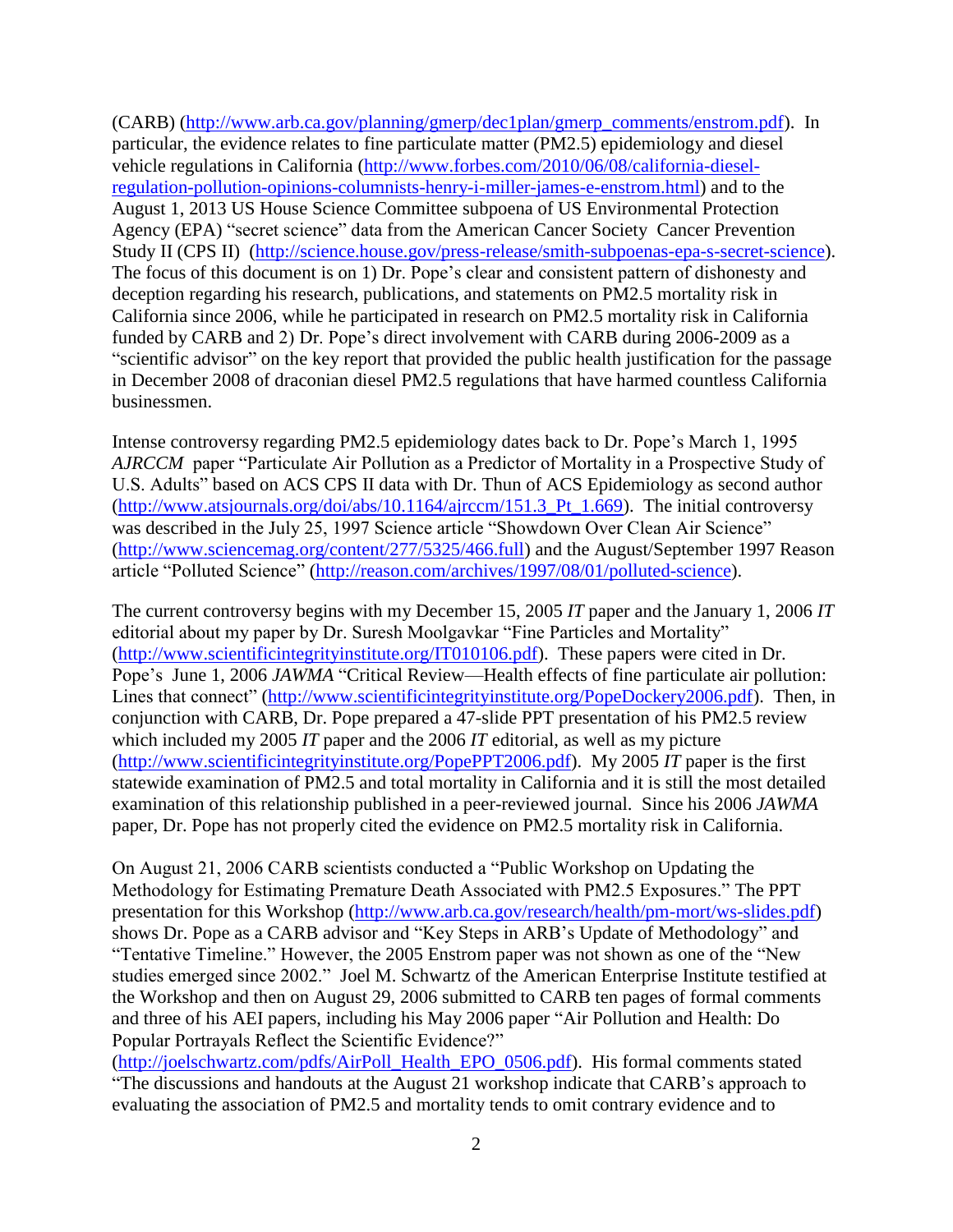(CARB) (http://www.arb.ca.gov/planning/gmerp/dec1plan/gmerp_comments/enstrom.pdf). In particular, the evidence relates to fine particulate matter (PM2.5) epidemiology and diesel vehicle regulations in California (http://www.forbes.com/2010/06/08/california-diesel-regulation-pollution-opinions-columnists-henry-i-miller-james-e-enstrom.html) and to the August 1, 2013 US House Science Committee subpoena of US Environmental Protection Agency (EPA) "secret science" data from the American Cancer Society Cancer Prevention Study II (CPS II) (http://science.house.gov/press-release/smith-subpoenas-epa-s-secret-science). The focus of this document is on 1) Dr. Pope's clear and consistent pattern of dishonesty and deception regarding his research, publications, and statements on PM2.5 mortality risk in California since 2006, while he participated in research on PM2.5 mortality risk in California funded by CARB and 2) Dr. Pope's direct involvement with CARB during 2006-2009 as a "scientific advisor" on the key report that provided the public health justification for the passage in December 2008 of draconian diesel PM2.5 regulations that have harmed countless California businessmen.

Intense controversy regarding PM2.5 epidemiology dates back to Dr. Pope's March 1, 1995 *AJRCCM* paper "Particulate Air Pollution as a Predictor of Mortality in a Prospective Study of U.S. Adults" based on ACS CPS II data with Dr. Thun of ACS Epidemiology as second author (http://www.atsjournals.org/doi/abs/10.1164/ajrccm/151.3_Pt_1.669). The initial controversy was described in the July 25, 1997 Science article "Showdown Over Clean Air Science" (http://www.sciencemag.org/content/277/5325/466.full) and the August/September 1997 Reason article "Polluted Science" (http://reason.com/archives/1997/08/01/polluted-science).

The current controversy begins with my December 15, 2005 *IT* paper and the January 1, 2006 *IT* editorial about my paper by Dr. Suresh Moolgavkar "Fine Particles and Mortality" (http://www.scientificintegrityinstitute.org/IT010106.pdf). These papers were cited in Dr. Pope's June 1, 2006 *JAWMA* "Critical Review—Health effects of fine particulate air pollution: Lines that connect" (http://www.scientificintegrityinstitute.org/PopeDockery2006.pdf). Then, in conjunction with CARB, Dr. Pope prepared a 47-slide PPT presentation of his PM2.5 review which included my 2005 *IT* paper and the 2006 *IT* editorial, as well as my picture (http://www.scientificintegrityinstitute.org/PopePPT2006.pdf). My 2005 *IT* paper is the first statewide examination of PM2.5 and total mortality in California and it is still the most detailed examination of this relationship published in a peer-reviewed journal. Since his 2006 *JAWMA* paper, Dr. Pope has not properly cited the evidence on PM2.5 mortality risk in California.

On August 21, 2006 CARB scientists conducted a "Public Workshop on Updating the Methodology for Estimating Premature Death Associated with PM2.5 Exposures." The PPT presentation for this Workshop (http://www.arb.ca.gov/research/health/pm-mort/ws-slides.pdf) shows Dr. Pope as a CARB advisor and "Key Steps in ARB's Update of Methodology" and "Tentative Timeline." However, the 2005 Enstrom paper was not shown as one of the "New studies emerged since 2002." Joel M. Schwartz of the American Enterprise Institute testified at the Workshop and then on August 29, 2006 submitted to CARB ten pages of formal comments and three of his AEI papers, including his May 2006 paper "Air Pollution and Health: Do Popular Portrayals Reflect the Scientific Evidence?" (http://joelschwartz.com/pdfs/AirPoll_Health_EPO_0506.pdf). His formal comments stated "The discussions and handouts at the August 21 workshop indicate that CARB's approach to evaluating the association of PM2.5 and mortality tends to omit contrary evidence and to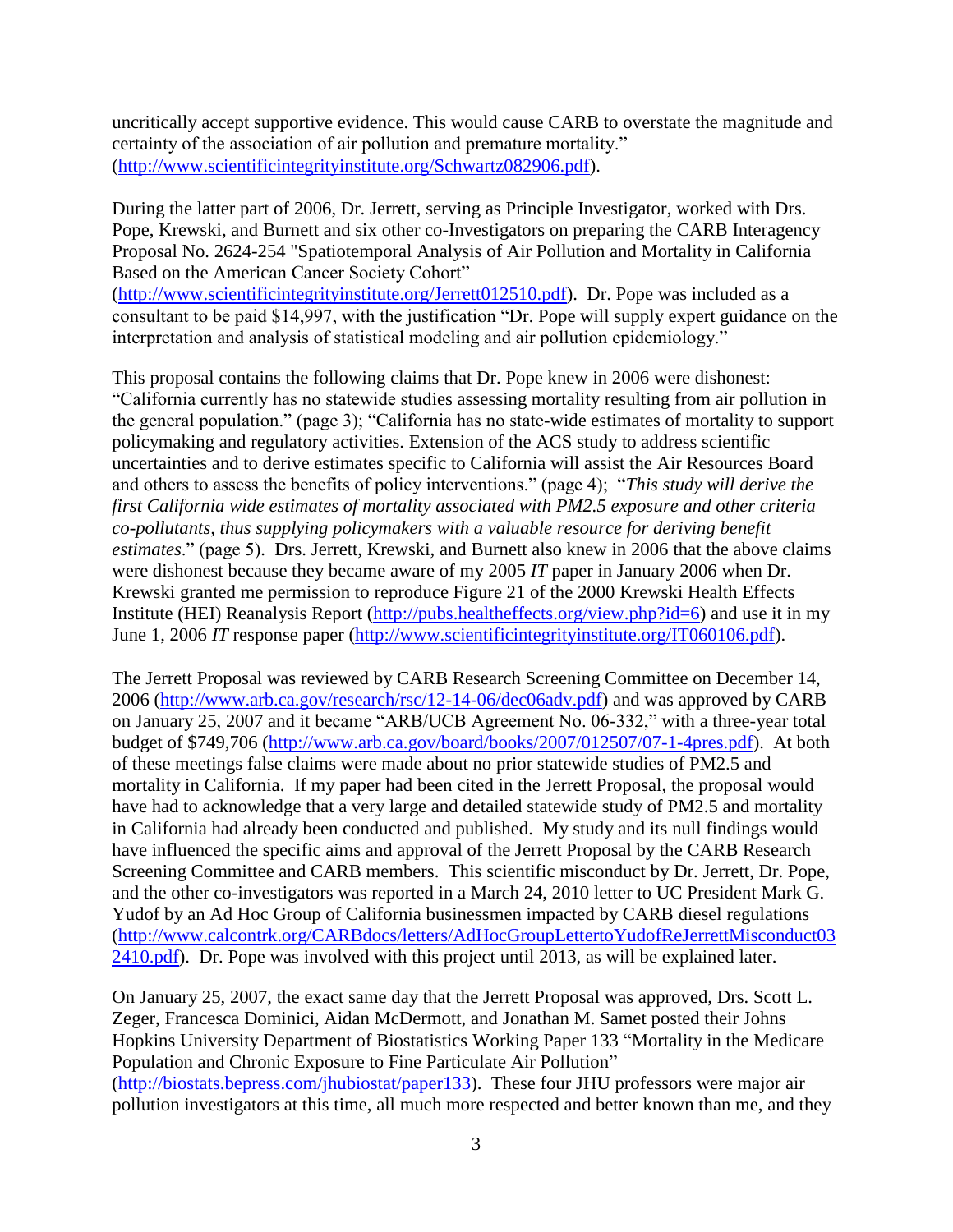uncritically accept supportive evidence. This would cause CARB to overstate the magnitude and certainty of the association of air pollution and premature mortality." (http://www.scientificintegrityinstitute.org/Schwartz082906.pdf).

During the latter part of 2006, Dr. Jerrett, serving as Principle Investigator, worked with Drs. Pope, Krewski, and Burnett and six other co-Investigators on preparing the CARB Interagency Proposal No. 2624-254 "Spatiotemporal Analysis of Air Pollution and Mortality in California Based on the American Cancer Society Cohort" (http://www.scientificintegrityinstitute.org/Jerrett012510.pdf). Dr. Pope was included as a consultant to be paid $14,997, with the justification "Dr. Pope will supply expert guidance on the interpretation and analysis of statistical modeling and air pollution epidemiology."

This proposal contains the following claims that Dr. Pope knew in 2006 were dishonest: "California currently has no statewide studies assessing mortality resulting from air pollution in the general population." (page 3); "California has no state-wide estimates of mortality to support policymaking and regulatory activities. Extension of the ACS study to address scientific uncertainties and to derive estimates specific to California will assist the Air Resources Board and others to assess the benefits of policy interventions." (page 4); "*This study will derive the first California wide estimates of mortality associated with PM2.5 exposure and other criteria co-pollutants, thus supplying policymakers with a valuable resource for deriving benefit estimates*." (page 5). Drs. Jerrett, Krewski, and Burnett also knew in 2006 that the above claims were dishonest because they became aware of my 2005 *IT* paper in January 2006 when Dr. Krewski granted me permission to reproduce Figure 21 of the 2000 Krewski Health Effects Institute (HEI) Reanalysis Report (http://pubs.healtheffects.org/view.php?id=6) and use it in my June 1, 2006 *IT* response paper (http://www.scientificintegrityinstitute.org/IT060106.pdf).

The Jerrett Proposal was reviewed by CARB Research Screening Committee on December 14, 2006 (http://www.arb.ca.gov/research/rsc/12-14-06/dec06adv.pdf) and was approved by CARB on January 25, 2007 and it became "ARB/UCB Agreement No. 06-332," with a three-year total budget of $749,706 (http://www.arb.ca.gov/board/books/2007/012507/07-1-4pres.pdf). At both of these meetings false claims were made about no prior statewide studies of PM2.5 and mortality in California. If my paper had been cited in the Jerrett Proposal, the proposal would have had to acknowledge that a very large and detailed statewide study of PM2.5 and mortality in California had already been conducted and published. My study and its null findings would have influenced the specific aims and approval of the Jerrett Proposal by the CARB Research Screening Committee and CARB members. This scientific misconduct by Dr. Jerrett, Dr. Pope, and the other co-investigators was reported in a March 24, 2010 letter to UC President Mark G. Yudof by an Ad Hoc Group of California businessmen impacted by CARB diesel regulations (http://www.calcontrk.org/CARBdocs/letters/AdHocGroupLettertoYudofReJerrettMisconduct032410.pdf). Dr. Pope was involved with this project until 2013, as will be explained later.

On January 25, 2007, the exact same day that the Jerrett Proposal was approved, Drs. Scott L. Zeger, Francesca Dominici, Aidan McDermott, and Jonathan M. Samet posted their Johns Hopkins University Department of Biostatistics Working Paper 133 "Mortality in the Medicare Population and Chronic Exposure to Fine Particulate Air Pollution" (http://biostats.bepress.com/jhubiostat/paper133). These four JHU professors were major air pollution investigators at this time, all much more respected and better known than me, and they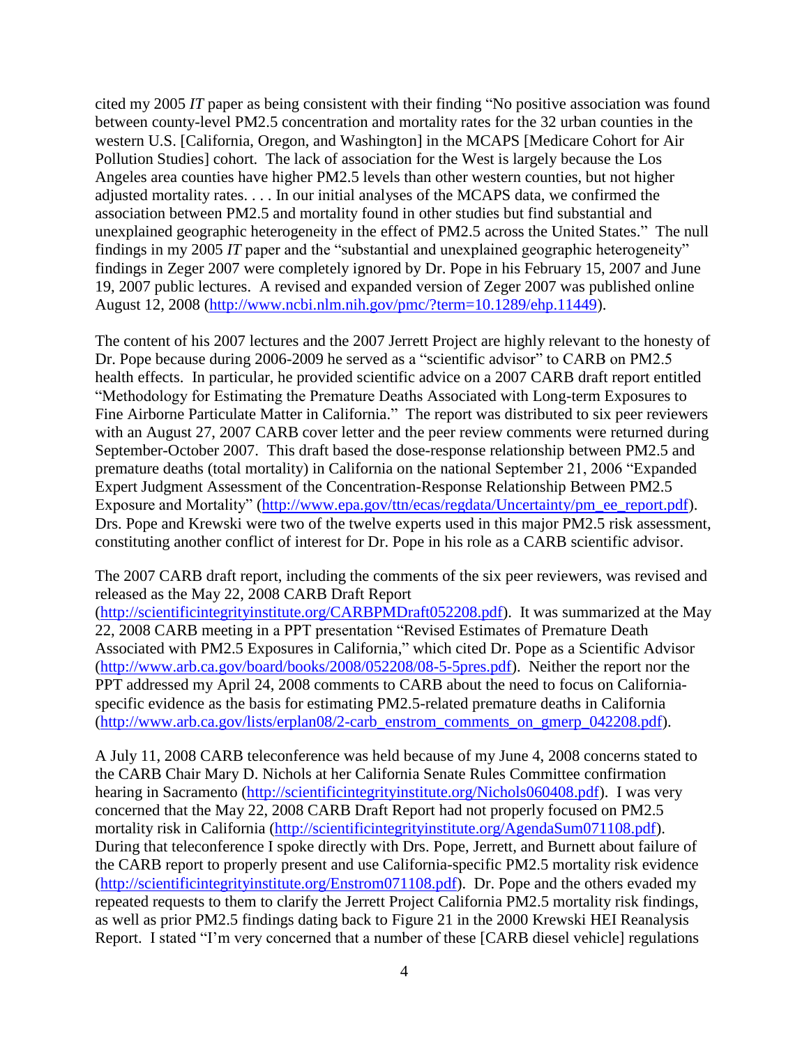cited my 2005 *IT* paper as being consistent with their finding "No positive association was found between county-level PM2.5 concentration and mortality rates for the 32 urban counties in the western U.S. [California, Oregon, and Washington] in the MCAPS [Medicare Cohort for Air Pollution Studies] cohort. The lack of association for the West is largely because the Los Angeles area counties have higher PM2.5 levels than other western counties, but not higher adjusted mortality rates. . . . In our initial analyses of the MCAPS data, we confirmed the association between PM2.5 and mortality found in other studies but find substantial and unexplained geographic heterogeneity in the effect of PM2.5 across the United States." The null findings in my 2005 *IT* paper and the "substantial and unexplained geographic heterogeneity" findings in Zeger 2007 were completely ignored by Dr. Pope in his February 15, 2007 and June 19, 2007 public lectures. A revised and expanded version of Zeger 2007 was published online August 12, 2008 (http://www.ncbi.nlm.nih.gov/pmc/?term=10.1289/ehp.11449).

The content of his 2007 lectures and the 2007 Jerrett Project are highly relevant to the honesty of Dr. Pope because during 2006-2009 he served as a "scientific advisor" to CARB on PM2.5 health effects. In particular, he provided scientific advice on a 2007 CARB draft report entitled "Methodology for Estimating the Premature Deaths Associated with Long-term Exposures to Fine Airborne Particulate Matter in California." The report was distributed to six peer reviewers with an August 27, 2007 CARB cover letter and the peer review comments were returned during September-October 2007. This draft based the dose-response relationship between PM2.5 and premature deaths (total mortality) in California on the national September 21, 2006 "Expanded Expert Judgment Assessment of the Concentration-Response Relationship Between PM2.5 Exposure and Mortality" (http://www.epa.gov/ttn/ecas/regdata/Uncertainty/pm_ee_report.pdf). Drs. Pope and Krewski were two of the twelve experts used in this major PM2.5 risk assessment, constituting another conflict of interest for Dr. Pope in his role as a CARB scientific advisor.

The 2007 CARB draft report, including the comments of the six peer reviewers, was revised and released as the May 22, 2008 CARB Draft Report (http://scientificintegrityinstitute.org/CARBPMDraft052208.pdf). It was summarized at the May 22, 2008 CARB meeting in a PPT presentation "Revised Estimates of Premature Death Associated with PM2.5 Exposures in California," which cited Dr. Pope as a Scientific Advisor (http://www.arb.ca.gov/board/books/2008/052208/08-5-5pres.pdf). Neither the report nor the PPT addressed my April 24, 2008 comments to CARB about the need to focus on California-specific evidence as the basis for estimating PM2.5-related premature deaths in California (http://www.arb.ca.gov/lists/erplan08/2-carb_enstrom_comments_on_gmerp_042208.pdf).

A July 11, 2008 CARB teleconference was held because of my June 4, 2008 concerns stated to the CARB Chair Mary D. Nichols at her California Senate Rules Committee confirmation hearing in Sacramento (http://scientificintegrityinstitute.org/Nichols060408.pdf). I was very concerned that the May 22, 2008 CARB Draft Report had not properly focused on PM2.5 mortality risk in California (http://scientificintegrityinstitute.org/AgendaSum071108.pdf). During that teleconference I spoke directly with Drs. Pope, Jerrett, and Burnett about failure of the CARB report to properly present and use California-specific PM2.5 mortality risk evidence (http://scientificintegrityinstitute.org/Enstrom071108.pdf). Dr. Pope and the others evaded my repeated requests to them to clarify the Jerrett Project California PM2.5 mortality risk findings, as well as prior PM2.5 findings dating back to Figure 21 in the 2000 Krewski HEI Reanalysis Report. I stated "I'm very concerned that a number of these [CARB diesel vehicle] regulations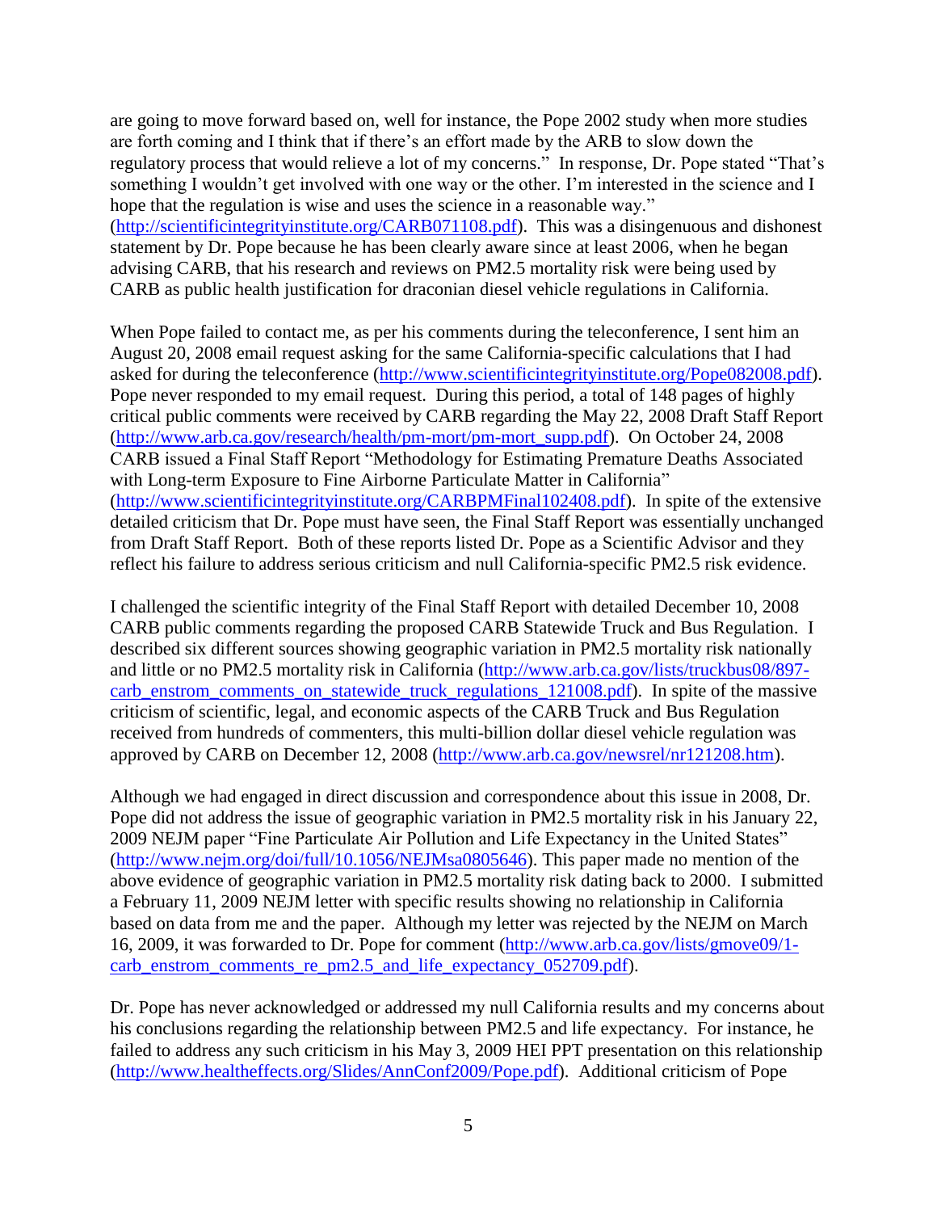are going to move forward based on, well for instance, the Pope 2002 study when more studies are forth coming and I think that if there's an effort made by the ARB to slow down the regulatory process that would relieve a lot of my concerns." In response, Dr. Pope stated "That's something I wouldn't get involved with one way or the other. I'm interested in the science and I hope that the regulation is wise and uses the science in a reasonable way." (http://scientificintegrityinstitute.org/CARB071108.pdf). This was a disingenuous and dishonest statement by Dr. Pope because he has been clearly aware since at least 2006, when he began advising CARB, that his research and reviews on PM2.5 mortality risk were being used by CARB as public health justification for draconian diesel vehicle regulations in California.

When Pope failed to contact me, as per his comments during the teleconference, I sent him an August 20, 2008 email request asking for the same California-specific calculations that I had asked for during the teleconference (http://www.scientificintegrityinstitute.org/Pope082008.pdf). Pope never responded to my email request. During this period, a total of 148 pages of highly critical public comments were received by CARB regarding the May 22, 2008 Draft Staff Report (http://www.arb.ca.gov/research/health/pm-mort/pm-mort_supp.pdf). On October 24, 2008 CARB issued a Final Staff Report "Methodology for Estimating Premature Deaths Associated with Long-term Exposure to Fine Airborne Particulate Matter in California" (http://www.scientificintegrityinstitute.org/CARBPMFinal102408.pdf). In spite of the extensive detailed criticism that Dr. Pope must have seen, the Final Staff Report was essentially unchanged from Draft Staff Report. Both of these reports listed Dr. Pope as a Scientific Advisor and they reflect his failure to address serious criticism and null California-specific PM2.5 risk evidence.

I challenged the scientific integrity of the Final Staff Report with detailed December 10, 2008 CARB public comments regarding the proposed CARB Statewide Truck and Bus Regulation. I described six different sources showing geographic variation in PM2.5 mortality risk nationally and little or no PM2.5 mortality risk in California (http://www.arb.ca.gov/lists/truckbus08/897-carb_enstrom_comments_on_statewide_truck_regulations_121008.pdf). In spite of the massive criticism of scientific, legal, and economic aspects of the CARB Truck and Bus Regulation received from hundreds of commenters, this multi-billion dollar diesel vehicle regulation was approved by CARB on December 12, 2008 (http://www.arb.ca.gov/newsrel/nr121208.htm).

Although we had engaged in direct discussion and correspondence about this issue in 2008, Dr. Pope did not address the issue of geographic variation in PM2.5 mortality risk in his January 22, 2009 NEJM paper "Fine Particulate Air Pollution and Life Expectancy in the United States" (http://www.nejm.org/doi/full/10.1056/NEJMsa0805646). This paper made no mention of the above evidence of geographic variation in PM2.5 mortality risk dating back to 2000. I submitted a February 11, 2009 NEJM letter with specific results showing no relationship in California based on data from me and the paper. Although my letter was rejected by the NEJM on March 16, 2009, it was forwarded to Dr. Pope for comment (http://www.arb.ca.gov/lists/gmove09/1-carb_enstrom_comments_re_pm2.5_and_life_expectancy_052709.pdf).

Dr. Pope has never acknowledged or addressed my null California results and my concerns about his conclusions regarding the relationship between PM2.5 and life expectancy. For instance, he failed to address any such criticism in his May 3, 2009 HEI PPT presentation on this relationship (http://www.healtheffects.org/Slides/AnnConf2009/Pope.pdf). Additional criticism of Pope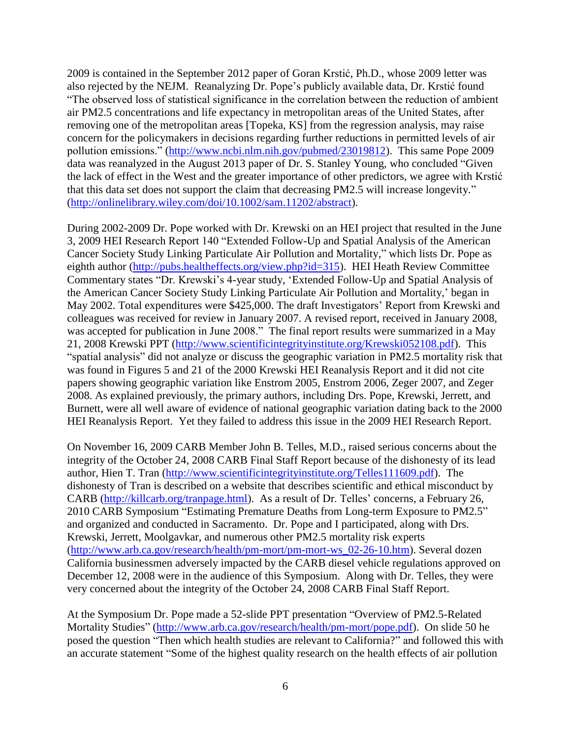2009 is contained in the September 2012 paper of Goran Krstić, Ph.D., whose 2009 letter was also rejected by the NEJM. Reanalyzing Dr. Pope's publicly available data, Dr. Krstić found "The observed loss of statistical significance in the correlation between the reduction of ambient air PM2.5 concentrations and life expectancy in metropolitan areas of the United States, after removing one of the metropolitan areas [Topeka, KS] from the regression analysis, may raise concern for the policymakers in decisions regarding further reductions in permitted levels of air pollution emissions." (http://www.ncbi.nlm.nih.gov/pubmed/23019812). This same Pope 2009 data was reanalyzed in the August 2013 paper of Dr. S. Stanley Young, who concluded "Given the lack of effect in the West and the greater importance of other predictors, we agree with Krstić that this data set does not support the claim that decreasing PM2.5 will increase longevity." (http://onlinelibrary.wiley.com/doi/10.1002/sam.11202/abstract).

During 2002-2009 Dr. Pope worked with Dr. Krewski on an HEI project that resulted in the June 3, 2009 HEI Research Report 140 "Extended Follow-Up and Spatial Analysis of the American Cancer Society Study Linking Particulate Air Pollution and Mortality," which lists Dr. Pope as eighth author (http://pubs.healtheffects.org/view.php?id=315). HEI Heath Review Committee Commentary states "Dr. Krewski's 4-year study, 'Extended Follow-Up and Spatial Analysis of the American Cancer Society Study Linking Particulate Air Pollution and Mortality,' began in May 2002. Total expenditures were $425,000. The draft Investigators' Report from Krewski and colleagues was received for review in January 2007. A revised report, received in January 2008, was accepted for publication in June 2008." The final report results were summarized in a May 21, 2008 Krewski PPT (http://www.scientificintegrityinstitute.org/Krewski052108.pdf). This "spatial analysis" did not analyze or discuss the geographic variation in PM2.5 mortality risk that was found in Figures 5 and 21 of the 2000 Krewski HEI Reanalysis Report and it did not cite papers showing geographic variation like Enstrom 2005, Enstrom 2006, Zeger 2007, and Zeger 2008. As explained previously, the primary authors, including Drs. Pope, Krewski, Jerrett, and Burnett, were all well aware of evidence of national geographic variation dating back to the 2000 HEI Reanalysis Report. Yet they failed to address this issue in the 2009 HEI Research Report.

On November 16, 2009 CARB Member John B. Telles, M.D., raised serious concerns about the integrity of the October 24, 2008 CARB Final Staff Report because of the dishonesty of its lead author, Hien T. Tran (http://www.scientificintegrityinstitute.org/Telles111609.pdf). The dishonesty of Tran is described on a website that describes scientific and ethical misconduct by CARB (http://killcarb.org/tranpage.html). As a result of Dr. Telles' concerns, a February 26, 2010 CARB Symposium "Estimating Premature Deaths from Long-term Exposure to PM2.5" and organized and conducted in Sacramento. Dr. Pope and I participated, along with Drs. Krewski, Jerrett, Moolgavkar, and numerous other PM2.5 mortality risk experts (http://www.arb.ca.gov/research/health/pm-mort/pm-mort-ws_02-26-10.htm). Several dozen California businessmen adversely impacted by the CARB diesel vehicle regulations approved on December 12, 2008 were in the audience of this Symposium. Along with Dr. Telles, they were very concerned about the integrity of the October 24, 2008 CARB Final Staff Report.

At the Symposium Dr. Pope made a 52-slide PPT presentation "Overview of PM2.5-Related Mortality Studies" (http://www.arb.ca.gov/research/health/pm-mort/pope.pdf). On slide 50 he posed the question "Then which health studies are relevant to California?" and followed this with an accurate statement "Some of the highest quality research on the health effects of air pollution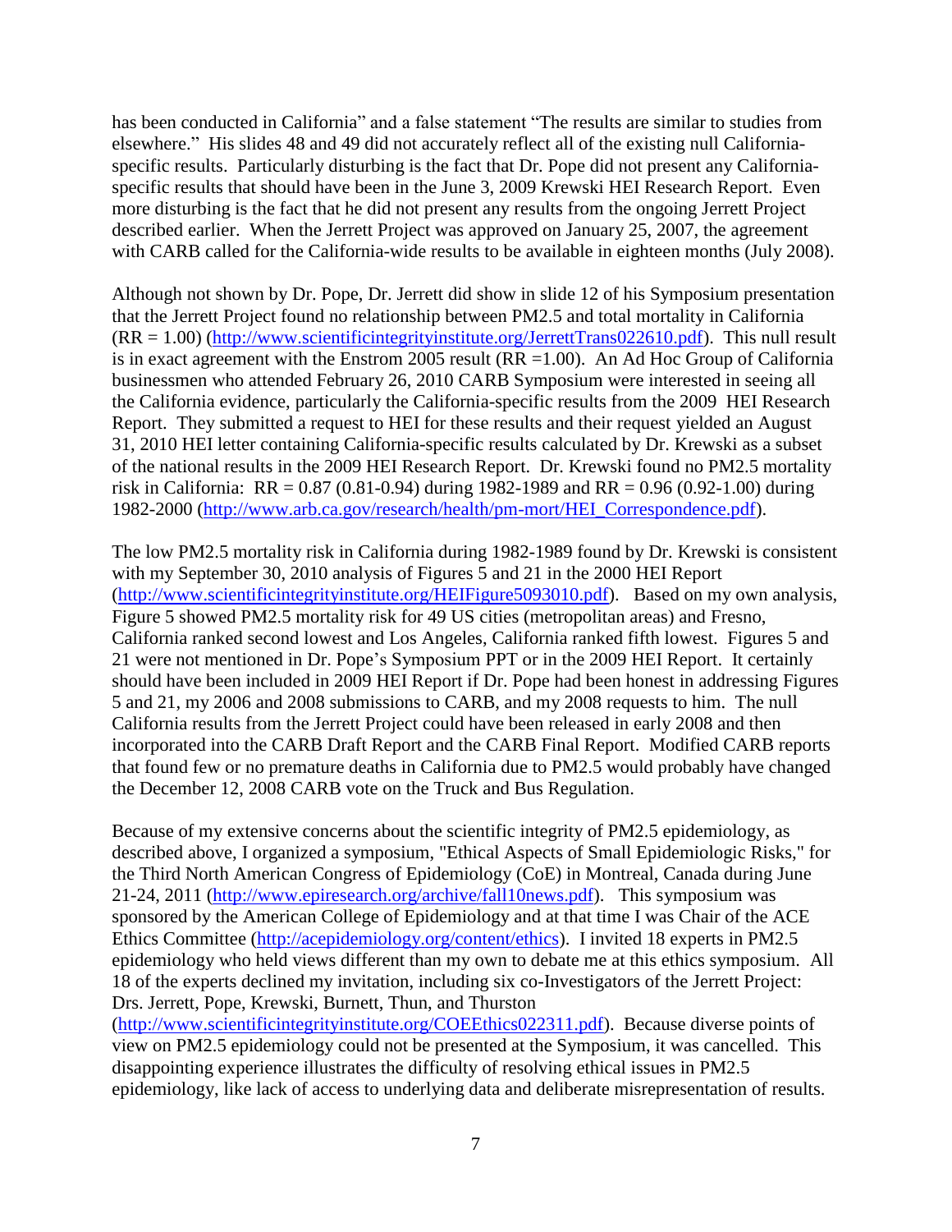has been conducted in California" and a false statement "The results are similar to studies from elsewhere." His slides 48 and 49 did not accurately reflect all of the existing null California-specific results. Particularly disturbing is the fact that Dr. Pope did not present any California-specific results that should have been in the June 3, 2009 Krewski HEI Research Report. Even more disturbing is the fact that he did not present any results from the ongoing Jerrett Project described earlier. When the Jerrett Project was approved on January 25, 2007, the agreement with CARB called for the California-wide results to be available in eighteen months (July 2008).

Although not shown by Dr. Pope, Dr. Jerrett did show in slide 12 of his Symposium presentation that the Jerrett Project found no relationship between PM2.5 and total mortality in California (RR = 1.00) (http://www.scientificintegrityinstitute.org/JerrettTrans022610.pdf). This null result is in exact agreement with the Enstrom 2005 result (RR =1.00). An Ad Hoc Group of California businessmen who attended February 26, 2010 CARB Symposium were interested in seeing all the California evidence, particularly the California-specific results from the 2009 HEI Research Report. They submitted a request to HEI for these results and their request yielded an August 31, 2010 HEI letter containing California-specific results calculated by Dr. Krewski as a subset of the national results in the 2009 HEI Research Report. Dr. Krewski found no PM2.5 mortality risk in California: RR = 0.87 (0.81-0.94) during 1982-1989 and RR = 0.96 (0.92-1.00) during 1982-2000 (http://www.arb.ca.gov/research/health/pm-mort/HEI_Correspondence.pdf).

The low PM2.5 mortality risk in California during 1982-1989 found by Dr. Krewski is consistent with my September 30, 2010 analysis of Figures 5 and 21 in the 2000 HEI Report (http://www.scientificintegrityinstitute.org/HEIFigure5093010.pdf). Based on my own analysis, Figure 5 showed PM2.5 mortality risk for 49 US cities (metropolitan areas) and Fresno, California ranked second lowest and Los Angeles, California ranked fifth lowest. Figures 5 and 21 were not mentioned in Dr. Pope's Symposium PPT or in the 2009 HEI Report. It certainly should have been included in 2009 HEI Report if Dr. Pope had been honest in addressing Figures 5 and 21, my 2006 and 2008 submissions to CARB, and my 2008 requests to him. The null California results from the Jerrett Project could have been released in early 2008 and then incorporated into the CARB Draft Report and the CARB Final Report. Modified CARB reports that found few or no premature deaths in California due to PM2.5 would probably have changed the December 12, 2008 CARB vote on the Truck and Bus Regulation.

Because of my extensive concerns about the scientific integrity of PM2.5 epidemiology, as described above, I organized a symposium, "Ethical Aspects of Small Epidemiologic Risks," for the Third North American Congress of Epidemiology (CoE) in Montreal, Canada during June 21-24, 2011 (http://www.epiresearch.org/archive/fall10news.pdf). This symposium was sponsored by the American College of Epidemiology and at that time I was Chair of the ACE Ethics Committee (http://acepidemiology.org/content/ethics). I invited 18 experts in PM2.5 epidemiology who held views different than my own to debate me at this ethics symposium. All 18 of the experts declined my invitation, including six co-Investigators of the Jerrett Project: Drs. Jerrett, Pope, Krewski, Burnett, Thun, and Thurston (http://www.scientificintegrityinstitute.org/COEEthics022311.pdf). Because diverse points of view on PM2.5 epidemiology could not be presented at the Symposium, it was cancelled. This disappointing experience illustrates the difficulty of resolving ethical issues in PM2.5 epidemiology, like lack of access to underlying data and deliberate misrepresentation of results.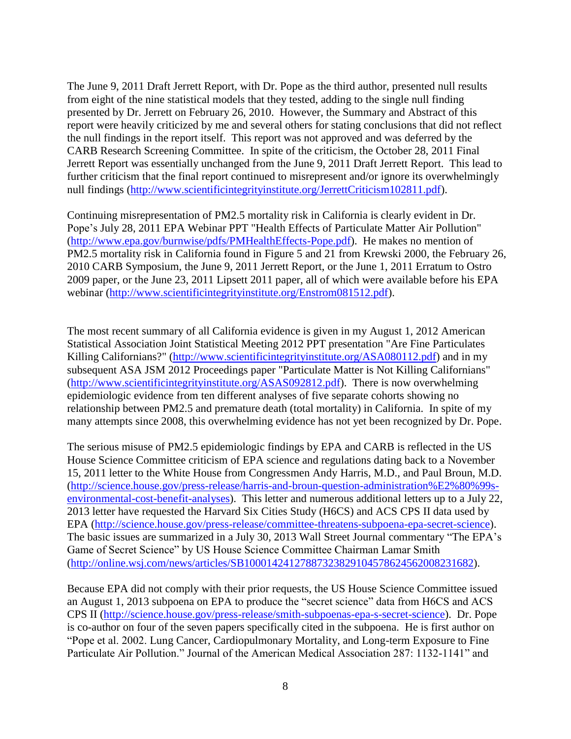The June 9, 2011 Draft Jerrett Report, with Dr. Pope as the third author, presented null results from eight of the nine statistical models that they tested, adding to the single null finding presented by Dr. Jerrett on February 26, 2010. However, the Summary and Abstract of this report were heavily criticized by me and several others for stating conclusions that did not reflect the null findings in the report itself. This report was not approved and was deferred by the CARB Research Screening Committee. In spite of the criticism, the October 28, 2011 Final Jerrett Report was essentially unchanged from the June 9, 2011 Draft Jerrett Report. This lead to further criticism that the final report continued to misrepresent and/or ignore its overwhelmingly null findings (http://www.scientificintegrityinstitute.org/JerrettCriticism102811.pdf).

Continuing misrepresentation of PM2.5 mortality risk in California is clearly evident in Dr. Pope's July 28, 2011 EPA Webinar PPT "Health Effects of Particulate Matter Air Pollution" (http://www.epa.gov/burnwise/pdfs/PMHealthEffects-Pope.pdf). He makes no mention of PM2.5 mortality risk in California found in Figure 5 and 21 from Krewski 2000, the February 26, 2010 CARB Symposium, the June 9, 2011 Jerrett Report, or the June 1, 2011 Erratum to Ostro 2009 paper, or the June 23, 2011 Lipsett 2011 paper, all of which were available before his EPA webinar (http://www.scientificintegrityinstitute.org/Enstrom081512.pdf).

The most recent summary of all California evidence is given in my August 1, 2012 American Statistical Association Joint Statistical Meeting 2012 PPT presentation "Are Fine Particulates Killing Californians?" (http://www.scientificintegrityinstitute.org/ASA080112.pdf) and in my subsequent ASA JSM 2012 Proceedings paper "Particulate Matter is Not Killing Californians" (http://www.scientificintegrityinstitute.org/ASAS092812.pdf). There is now overwhelming epidemiologic evidence from ten different analyses of five separate cohorts showing no relationship between PM2.5 and premature death (total mortality) in California. In spite of my many attempts since 2008, this overwhelming evidence has not yet been recognized by Dr. Pope.

The serious misuse of PM2.5 epidemiologic findings by EPA and CARB is reflected in the US House Science Committee criticism of EPA science and regulations dating back to a November 15, 2011 letter to the White House from Congressmen Andy Harris, M.D., and Paul Broun, M.D. (http://science.house.gov/press-release/harris-and-broun-question-administration%E2%80%99s-environmental-cost-benefit-analyses). This letter and numerous additional letters up to a July 22, 2013 letter have requested the Harvard Six Cities Study (H6CS) and ACS CPS II data used by EPA (http://science.house.gov/press-release/committee-threatens-subpoena-epa-secret-science). The basic issues are summarized in a July 30, 2013 Wall Street Journal commentary "The EPA's Game of Secret Science" by US House Science Committee Chairman Lamar Smith (http://online.wsj.com/news/articles/SB10001424127887323829104578624562008231682).

Because EPA did not comply with their prior requests, the US House Science Committee issued an August 1, 2013 subpoena on EPA to produce the "secret science" data from H6CS and ACS CPS II (http://science.house.gov/press-release/smith-subpoenas-epa-s-secret-science). Dr. Pope is co-author on four of the seven papers specifically cited in the subpoena. He is first author on "Pope et al. 2002. Lung Cancer, Cardiopulmonary Mortality, and Long-term Exposure to Fine Particulate Air Pollution." Journal of the American Medical Association 287: 1132-1141" and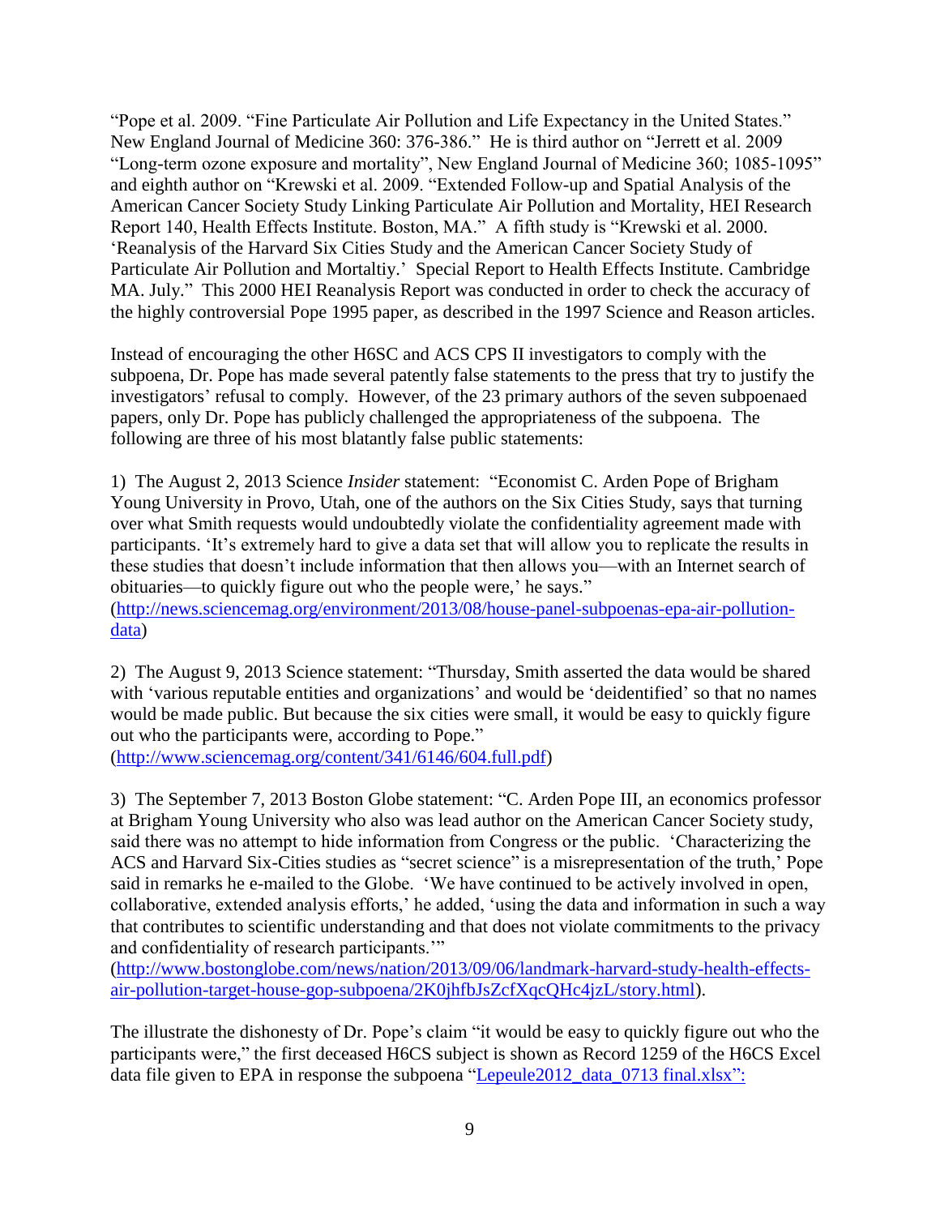"Pope et al. 2009. "Fine Particulate Air Pollution and Life Expectancy in the United States." New England Journal of Medicine 360: 376-386." He is third author on "Jerrett et al. 2009 "Long-term ozone exposure and mortality", New England Journal of Medicine 360; 1085-1095" and eighth author on "Krewski et al. 2009. "Extended Follow-up and Spatial Analysis of the American Cancer Society Study Linking Particulate Air Pollution and Mortality, HEI Research Report 140, Health Effects Institute. Boston, MA." A fifth study is "Krewski et al. 2000. 'Reanalysis of the Harvard Six Cities Study and the American Cancer Society Study of Particulate Air Pollution and Mortaltiy.' Special Report to Health Effects Institute. Cambridge MA. July." This 2000 HEI Reanalysis Report was conducted in order to check the accuracy of the highly controversial Pope 1995 paper, as described in the 1997 Science and Reason articles.

Instead of encouraging the other H6SC and ACS CPS II investigators to comply with the subpoena, Dr. Pope has made several patently false statements to the press that try to justify the investigators' refusal to comply. However, of the 23 primary authors of the seven subpoenaed papers, only Dr. Pope has publicly challenged the appropriateness of the subpoena. The following are three of his most blatantly false public statements:

1) The August 2, 2013 Science *Insider* statement: "Economist C. Arden Pope of Brigham Young University in Provo, Utah, one of the authors on the Six Cities Study, says that turning over what Smith requests would undoubtedly violate the confidentiality agreement made with participants. 'It's extremely hard to give a data set that will allow you to replicate the results in these studies that doesn't include information that then allows you—with an Internet search of obituaries—to quickly figure out who the people were,' he says." (http://news.sciencemag.org/environment/2013/08/house-panel-subpoenas-epa-air-pollution-data)

2) The August 9, 2013 Science statement: "Thursday, Smith asserted the data would be shared with 'various reputable entities and organizations' and would be 'deidentified' so that no names would be made public. But because the six cities were small, it would be easy to quickly figure out who the participants were, according to Pope." (http://www.sciencemag.org/content/341/6146/604.full.pdf)

3) The September 7, 2013 Boston Globe statement: "C. Arden Pope III, an economics professor at Brigham Young University who also was lead author on the American Cancer Society study, said there was no attempt to hide information from Congress or the public. 'Characterizing the ACS and Harvard Six-Cities studies as "secret science" is a misrepresentation of the truth,' Pope said in remarks he e-mailed to the Globe. 'We have continued to be actively involved in open, collaborative, extended analysis efforts,' he added, 'using the data and information in such a way that contributes to scientific understanding and that does not violate commitments to the privacy and confidentiality of research participants.'" (http://www.bostonglobe.com/news/nation/2013/09/06/landmark-harvard-study-health-effects-air-pollution-target-house-gop-subpoena/2K0jhfbJsZcfXqcQHc4jzL/story.html).

The illustrate the dishonesty of Dr. Pope's claim "it would be easy to quickly figure out who the participants were," the first deceased H6CS subject is shown as Record 1259 of the H6CS Excel data file given to EPA in response the subpoena "Lepeule2012_data_0713 final.xlsx":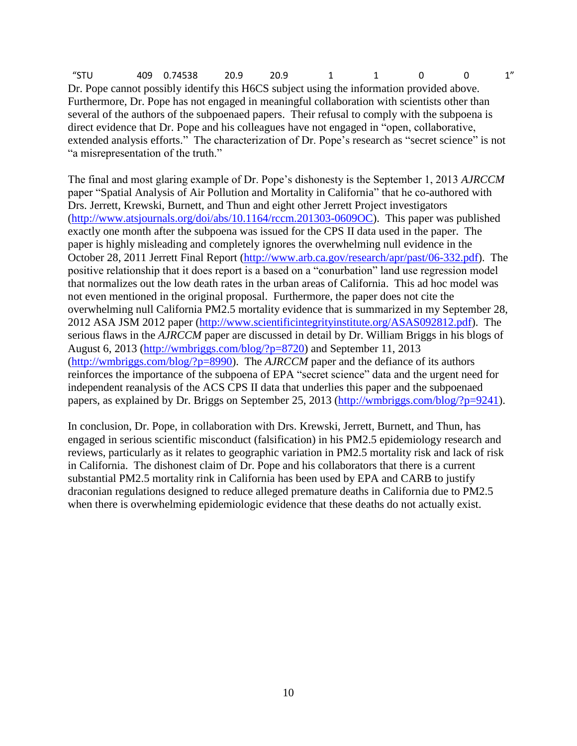“STU 409 0.74538 20.9 20.9 1 1 0 0 1”

Dr. Pope cannot possibly identify this H6CS subject using the information provided above. Furthermore, Dr. Pope has not engaged in meaningful collaboration with scientists other than several of the authors of the subpoenaed papers. Their refusal to comply with the subpoena is direct evidence that Dr. Pope and his colleagues have not engaged in “open, collaborative, extended analysis efforts.” The characterization of Dr. Pope’s research as “secret science” is not “a misrepresentation of the truth.”

The final and most glaring example of Dr. Pope’s dishonesty is the September 1, 2013 *AJRCCM* paper “Spatial Analysis of Air Pollution and Mortality in California” that he co-authored with Drs. Jerrett, Krewski, Burnett, and Thun and eight other Jerrett Project investigators (http://www.atsjournals.org/doi/abs/10.1164/rccm.201303-0609OC). This paper was published exactly one month after the subpoena was issued for the CPS II data used in the paper. The paper is highly misleading and completely ignores the overwhelming null evidence in the October 28, 2011 Jerrett Final Report (http://www.arb.ca.gov/research/apr/past/06-332.pdf). The positive relationship that it does report is a based on a “conurbation” land use regression model that normalizes out the low death rates in the urban areas of California. This ad hoc model was not even mentioned in the original proposal. Furthermore, the paper does not cite the overwhelming null California PM2.5 mortality evidence that is summarized in my September 28, 2012 ASA JSM 2012 paper (http://www.scientificintegrityinstitute.org/ASAS092812.pdf). The serious flaws in the *AJRCCM* paper are discussed in detail by Dr. William Briggs in his blogs of August 6, 2013 (http://wmbriggs.com/blog/?p=8720) and September 11, 2013 (http://wmbriggs.com/blog/?p=8990). The *AJRCCM* paper and the defiance of its authors reinforces the importance of the subpoena of EPA “secret science” data and the urgent need for independent reanalysis of the ACS CPS II data that underlies this paper and the subpoenaed papers, as explained by Dr. Briggs on September 25, 2013 (http://wmbriggs.com/blog/?p=9241).

In conclusion, Dr. Pope, in collaboration with Drs. Krewski, Jerrett, Burnett, and Thun, has engaged in serious scientific misconduct (falsification) in his PM2.5 epidemiology research and reviews, particularly as it relates to geographic variation in PM2.5 mortality risk and lack of risk in California. The dishonest claim of Dr. Pope and his collaborators that there is a current substantial PM2.5 mortality rink in California has been used by EPA and CARB to justify draconian regulations designed to reduce alleged premature deaths in California due to PM2.5 when there is overwhelming epidemiologic evidence that these deaths do not actually exist.